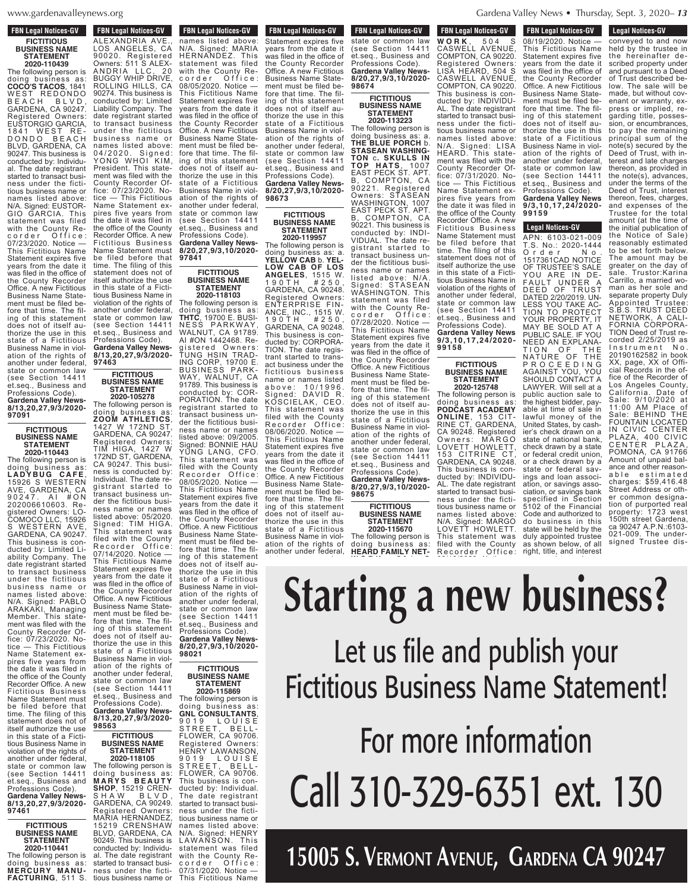**FBN Legal Notices-GV**

**FICTITIOUS BUSINESS NAME STATEMENT 2020-110439**

The following person is doing business as: **COCO'S TACOS**, 1841 WEST REDONDO BEACH BLVD, GARDENA, CA 90247. Registered Owners: EUSTORGIO GARCIA, 1841 WEST REDONDO BEACH BLVD, GARDENA, CA 90247. This business is conducted by: Individual. The date registrant started to transact business under the fictitious business name or names listed above: N/A. Signed: EUSTORGIO GARCIA. This statement was filed with the County Recorder Office: 07/23/2020. Notice — This Fictitious Name Statement expires five years from the date it was filed in the office of the County Recorder Office. A new Fictitious Business Name Statement must be filed before that time. The filing of this statement does not of itself authorize the use in this state of a Fictitious Business Name in violation of the rights of another under federal, state or common law (see Section 14411 et.seq., Business and Professions Code). **Gardena Valley News-8/13,20,27,9/3/2020-97091**

**FICTITIOUS BUSINESS NAME STATEMENT 2020-110443**

The following person is doing business as: **LADYBUG CAFE**, 15926 S WESTERN AVE, GARDENA, CA 90247. AI #ON 202006610603. Registered Owners: LOCOMOCO LLC, 15926 S WESTERN AVE, GARDENA, CA 90247. This business is conducted by: Limited Liability Company. The date registrant started to transact business under the fictitious business name or names listed above: N/A. Signed: PABLO ARAKAKI, Managing Member. This statement was filed with the County Recorder Office: 07/23/2020. Notice — This Fictitious Name Statement expires five years from the date it was filed in the office of the County Recorder Office. A new Fictitious Business Name Statement must be filed before that time. The filing of this statement does not of itself authorize the use in this state of a Fictitious Business Name in violation of the rights of another under federal, state or common law (see Section 14411 et.seq., Business and Professions Code). **Gardena Valley News-8/13,20,27,9/3/2020-97461**

**FICTITIOUS BUSINESS NAME STATEMENT 2020-110441**

The following person is doing business as: **MERCURY MANUFACTURING**, 511 S. ALEXANDRIA AVE., LOS ANGELES, CA 90020. Registered Owners: 511 S ALEXANDRIA LLC, 20 BUGGY WHIP DRIVE, ROLLING HILLS, CA 90274. This business is conducted by: Limited Liability Company. The date registrant started to transact business under the fictitious business name or names listed above: 04/2020. Signed: YONG WHOI KIM, President. This statement was filed with the County Recorder Office: 07/23/2020. Notice — This Fictitious Name Statement expires five years from the date it was filed in the office of the County Recorder Office. A new Fictitious Business Name Statement must be filed before that time. The filing of this statement does not of itself authorize the use in this state of a Fictitious Business Name in violation of the rights of another under federal, state or common law (see Section 14411 et.seq., Business and Professions Code). **Gardena Valley News-8/13,20,27,9/3/2020-97463**

**FICTITIOUS BUSINESS NAME STATEMENT 2020-105278**

The following person is doing business as: **ZOOM ATHLETICS**, 1427 W 172ND ST, GARDENA, CA 90247. Registered Owners: TIM HIGA, 1427 W 172ND ST, GARDENA, CA 90247. This business is conducted by: Individual. The date registrant started to transact business under the fictitious business name or names listed above: 05/2020. Signed: TIM HIGA. This statement was filed with the County Recorder Office: 07/14/2020. Notice — This Fictitious Name Statement expires five years from the date it was filed in the office of the County Recorder Office. A new Fictitious Business Name Statement must be filed before that time. The filing of this statement does not of itself authorize the use in this state of a Fictitious Business Name in violation of the rights of another under federal, state or common law (see Section 14411 et.seq., Business and Professions Code). **Gardena Valley News-8/13,20,27,9/3/2020-98563**

**FICTITIOUS BUSINESS NAME STATEMENT 2020-118105**

The following person is doing business as: **MARYS BEAUTY SHOP**, 15219 CRENSHAW BLVD, GARDENA, CA 90249. Registered Owners: MARIA HERNANDEZ, 15219 CRENSHAW BLVD, GARDENA, CA 90249. This business is conducted by: Individual. The date registrant started to transact business under the fictitious business name or names listed above: N/A. Signed: MARIA HERNANDEZ. This statement was filed with the County Recorder Office: 08/05/2020. Notice — This Fictitious Name Statement expires five years from the date it was filed in the office of the County Recorder Office. A new Fictitious Business Name Statement must be filed before that time. The filing of this statement does not of itself authorize the use in this state of a Fictitious Business Name in violation of the rights of another under federal, state or common law (see Section 14411 et.seq., Business and Professions Code). **Gardena Valley News-8/20,27,9/3,10/2020-97841**

**FICTITIOUS BUSINESS NAME STATEMENT 2020-118103**

The following person is doing business as: **THTC**, 19700 E. BUSINESS PARKWAY, WALNUT, CA 91789. AI #ON 1442498. Registered Owners: TUNG HSIN TRADING CORP, 19700 E. BUSINESS PARKWAY, WALNUT, CA 91789. This business is conducted by: CORPORATION. The date registrant started to transact business under the fictitious business name or names listed above: 09/2005. Signed: BONNIE HAU YUNG LANG, CFO. This statement was filed with the County Recorder Office: 08/05/2020. Notice — This Fictitious Name Statement expires five years from the date it was filed in the office of the County Recorder Office. A new Fictitious Business Name Statement must be filed before that time. The filing of this statement does not of itself authorize the use in this state of a Fictitious Business Name in violation of the rights of another under federal, state or common law (see Section 14411 et.seq., Business and Professions Code). **Gardena Valley News-8/20,27,9/3,10/2020-98021**

**FICTITIOUS BUSINESS NAME STATEMENT 2020-115869**

The following person is doing business as: **GNL CONSULTANTS**, 9019 LOUISE STREET, BELLFLOWER, CA 90706. Registered Owners: HENRY LAWANSON, 9019 LOUISE STREET, BELLFLOWER, CA 90706. This business is conducted by: Individual. The date registrant started to transact business under the fictitious business name or names listed above: N/A. Signed: HENRY LAWANSON. This statement was filed with the County Recorder Office: 07/31/2020. Notice — This Fictitious Name Statement expires five years from the date it was filed in the office of the County Recorder Office. A new Fictitious Business Name Statement must be filed before that time. The filing of this statement does not of itself authorize the use in this state of a Fictitious Business Name in violation of the rights of another under federal, state or common law (see Section 14411 et.seq., Business and Professions Code). **Gardena Valley News-8/20,27,9/3,10/2020-98673**

**FICTITIOUS BUSINESS NAME STATEMENT 2020-119957**

The following person is doing business as: a. **YELLOW CAB** b. **YELLOW CAB OF LOS ANGELES**, 1515 W. 190TH #250, GARDENA, CA 90248. Registered Owners: ENTERPRISE FINANCE, INC., 1515 W. 190TH #250, GARDENA, CA 90248. This business is conducted by: CORPORATION. The date registrant started to transact business under the fictitious business name or names listed above: 10/1996. Signed: DAVID R. KOSCIELAK, CEO. This statement was filed with the County Recorder Office: 08/06/2020. Notice — This Fictitious Name Statement expires five years from the date it was filed in the office of the County Recorder Office. A new Fictitious Business Name Statement must be filed before that time. The filing of this statement does not of itself authorize the use in this state of a Fictitious Business Name in violation of the rights of another under federal, state or common law (see Section 14411 et.seq., Business and Professions Code). **Gardena Valley News-8/20,27,9/3,10/2020-98674**

**FICTITIOUS BUSINESS NAME STATEMENT 2020-113223**

The following person is doing business as: a. **THE BLUE PORCH** b. **STASEAN WASHINGTON** c. **SKULLS IN TOP HATS**, 1007 EAST PECK ST. APT. B, COMPTON, CA 90221. Registered Owners: STASEAN WASHINGTON, 1007 EAST PECK ST. APT. B, COMPTON, CA 90221. This business is conducted by: INDIVIDUAL. The date registrant started to transact business under the fictitious business name or names listed above: N/A. Signed: STASEAN WASHINGTON. This statement was filed with the County Recorder Office: 07/28/2020. Notice — This Fictitious Name Statement expires five years from the date it was filed in the office of the County Recorder Office. A new Fictitious Business Name Statement must be filed before that time. The filing of this statement does not of itself authorize the use in this state of a Fictitious Business Name in violation of the rights of another under federal, state or common law (see Section 14411 et.seq., Business and Professions Code). **Gardena Valley News-8/20,27,9/3,10/2020-98675**

**FICTITIOUS BUSINESS NAME STATEMENT 2020-115670**

The following person is doing business as: **HEARD FAMILY NETWORK**, 504 S CASWELL AVENUE, COMPTON, CA 90220. Registered Owners: LISA HEARD, 504 S CASWELL AVENUE, COMPTON, CA 90220. This business is conducted by: INDIVIDUAL. The date registrant started to transact business under the fictitious business name or names listed above: N/A. Signed: LISA HEARD. This statement was filed with the County Recorder Office: 07/31/2020. Notice — This Fictitious Name Statement expires five years from the date it was filed in the office of the County Recorder Office. A new Fictitious Business Name Statement must be filed before that time. The filing of this statement does not of itself authorize the use in this state of a Fictitious Business Name in violation of the rights of another under federal, state or common law (see Section 14411 et.seq., Business and Professions Code). **Gardena Valley News 9/3,10,17,24/2020-99158**

**FICTITIOUS BUSINESS NAME STATEMENT 2020-125748**

The following person is doing business as: **PODCAST ACADEMY ONLINE**, 153 CITRINE CT, GARDENA, CA 90248. Registered Owners: MARGO LOVETT HOWLETT, 153 CITRINE CT, GARDENA, CA 90248. This business is conducted by: INDIVIDUAL. The date registrant started to transact business under the fictitious business name or names listed above: N/A. Signed: MARGO LOVETT HOWLETT. This statement was filed with the County Recorder Office: 08/19/2020. Notice — This Fictitious Name Statement expires five years from the date it was filed in the office of the County Recorder Office. A new Fictitious Business Name Statement must be filed before that time. The filing of this statement does not of itself authorize the use in this state of a Fictitious Business Name in violation of the rights of another under federal, state or common law (see Section 14411 et.seq., Business and Professions Code). **Gardena Valley News 9/3,10,17,24/2020-99159**

**Legal Notices-GV**

APN: 6103-021-009 T.S. No.: 2020-1444 Order No. 1517361CAD NOTICE OF TRUSTEE'S SALE YOU ARE IN DEFAULT UNDER A DEED OF TRUST DATED 2/20/2019. UNLESS YOU TAKE ACTION TO PROTECT YOUR PROPERTY, IT MAY BE SOLD AT A PUBLIC SALE. IF YOU NEED AN EXPLANATION OF THE NATURE OF THE PROCEEDING AGAINST YOU, YOU SHOULD CONTACT A LAWYER. Will sell at a public auction sale to the highest bidder, payable at time of sale in lawful money of the United States, by cashier's check drawn on a state of national bank, check drawn by a state or federal credit union, or a check drawn by a state or federal savings and loan association, or savings association, or savings bank specified in Section 5102 of the Financial Code and authorized to do business in this state will be held by the duly appointed trustee as shown below, of all right, title, and interest conveyed to and now held by the trustee in the hereinafter described property under and pursuant to a Deed of Trust described below. The sale will be made, but without covenant or warranty, express or implied, regarding title, possession, or encumbrances, to pay the remaining principal sum of the note(s) secured by the Deed of Trust, with interest and late charges thereon, as provided in the note(s), advances, under the terms of the Deed of Trust, interest thereon, fees, charges, and expenses of the Trustee for the total amount (at the time of the initial publication of the Notice of Sale) reasonably estimated to be set forth below. The amount may be greater on the day of sale. Trustor:Karina Carrillo, a married woman as her sole and separate property Duly Appointed Trustee: S.B.S. TRUST DEED NETWORK, A CALIFORNIA CORPORATION Deed of Trust recorded 2/25/2019 as Instrument No. 20190162582 in book XX, page, XX of Official Records in the office of the Recorder of Los Angeles County, California. Date of Sale: 9/10/2020 at 11:00 AM Place of Sale: BEHIND THE FOUNTAIN LOCATED IN CIVIC CENTER PLAZA, 400 CIVIC CENTER PLAZA, POMONA, CA 91766 Amount of unpaid balance and other reasonable estimated charges: $59,416.48 Street Address or other common designation of purported real property: 1723 west 150th street Gardena, ca 90247 A.P.N.:6103-021-009. The undersigned Trustee dis-

# Starting a new business?

## Let us file and publish your Fictitious Business Name Statement!

## For more information

## Call 310-329-6351 ext. 130

**15005 S. VERMONT AVENUE, GARDENA CA 90247**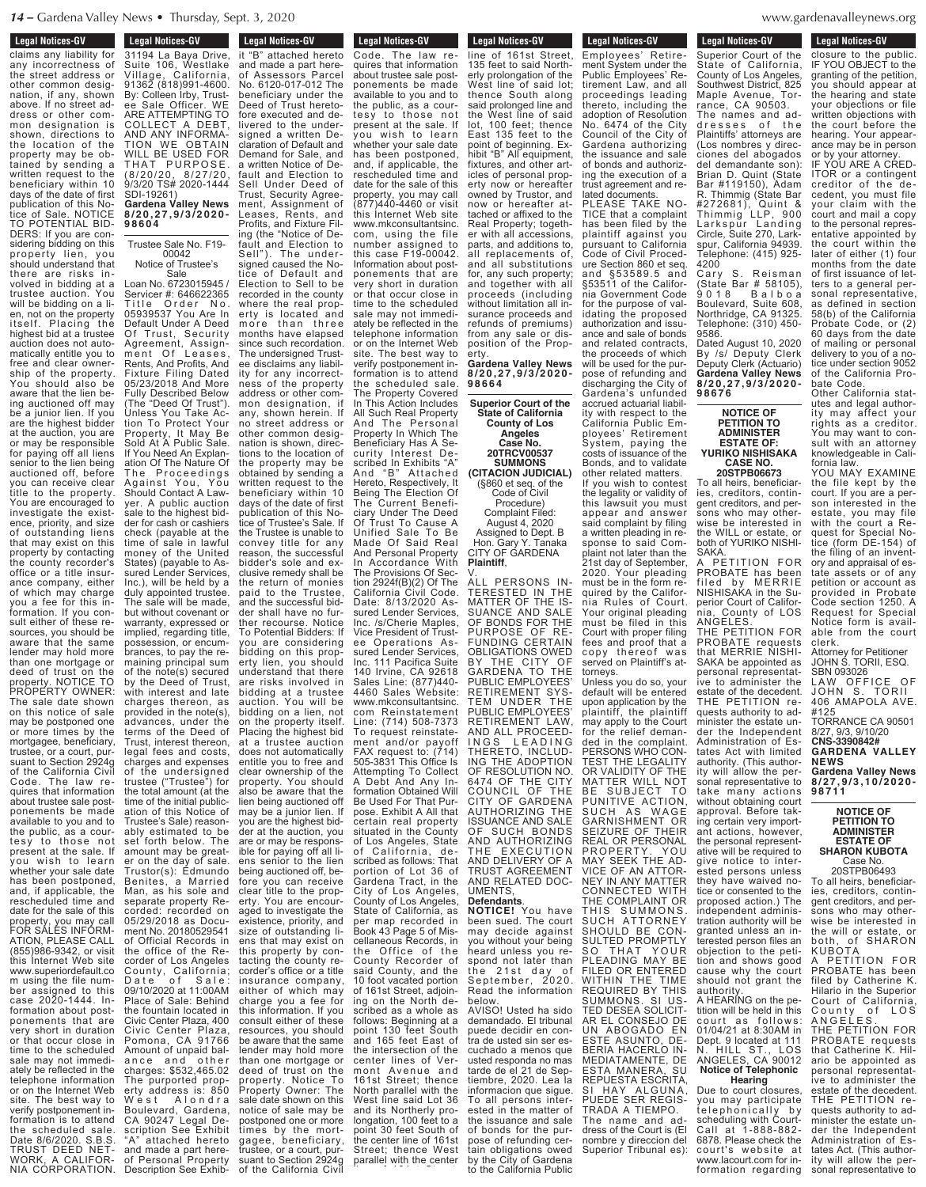claims any liability for any incorrectness of the street address or other common designation, if any, shown above. If no street address or other common designation is shown, directions to the location of the property may be obtained by sending a written request to the beneficiary within 10 days of the date of first publication of this Notice of Sale. NOTICE TO POTENTIAL BIDDERS: If you are considering bidding on this property lien, you should understand that there are risks involved in bidding at a trustee auction. You will be bidding on a lien, not on the property itself. Placing the highest bid at a trustee auction does not automatically entitle you to free and clear ownership of the property. You should also be aware that the lien being auctioned off may be a junior lien. If you are the highest bidder at the auction, you are or may be responsible for paying off all liens senior to the lien being auctioned off, before you can receive clear title to the property. You are encouraged to investigate the existence, priority, and size of outstanding liens that may exist on this property by contacting the county recorder's office or a title insurance company, either of which may charge you a fee for this information. If you consult either of these resources, you should be aware that the same lender may hold more than one mortgage or deed of trust on the property. NOTICE TO PROPERTY OWNER: The sale date shown on this notice of sale may be postponed one or more times by the mortgagee, beneficiary, trustee, or a court, pursuant to Section 2924g of the California Civil Code. The law requires that information about trustee sale postponements be made available to you and to the public, as a courtesy to those not present at the sale. If you wish to learn whether your sale date has been postponed, and, if applicable, the rescheduled time and date for the sale of this property, you may call FOR SALES INFORMATION, PLEASE CALL (855)986-9342, or visit this Internet Web site www.superiordefault.com using the file number assigned to this case 2020-1444. Information about postponements that are very short in duration or that occur close in time to the scheduled sale may not immediately be reflected in the telephone information or on the Internet Web site. The best way to verify postponement information is to attend the scheduled sale. Date 8/6/2020. S.B.S. TRUST DEED NETWORK, A CALIFORNIA CORPORATION. 31194 La Baya Drive, Suite 106, Westlake Village, California, 91362 (818)991-4600. By: Colleen Irby, Trustee Sale Officer. WE ARE ATTEMPTING TO COLLECT A DEBT, AND ANY INFORMATION WE OBTAIN WILL BE USED FOR THAT PURPOSE. (8/20/20, 8/27/20, 9/3/20 TS# 2020-1444 SDI-19261)

**Gardena Valley News 8/20,27,9/3/2020-98604**

---

Trustee Sale No. F19-00042
Notice of Trustee's Sale
Loan No. 6723015945 / Servicer #: 646622365 Title Order No. 05939537 You Are In Default Under A Deed Of Trust, Security Agreement, Assignment Of Leases, Rents, And Profits, And Fixture Filing Dated 05/23/2018 And More Fully Described Below (The "Deed Of Trust"). Unless You Take Action To Protect Your Property, It May Be Sold At A Public Sale. If You Need An Explanation Of The Nature Of The Proceedings Against You, You Should Contact A Lawyer. A public auction sale to the highest bidder for cash or cashiers check (payable at the time of sale in lawful money of the United States) (payable to Assured Lender Services, Inc.), will be held by a duly appointed trustee. The sale will be made, but without covenant or warranty, expressed or implied, regarding title, possession, or encumbrances, to pay the remaining principal sum of the note(s) secured by the Deed of Trust, with interest and late charges thereon, as provided in the note(s), advances, under the terms of the Deed of Trust, interest thereon, legal fees and costs, charges and expenses of the undersigned trustee ("Trustee") for the total amount (at the time of the initial publication of this Notice of Trustee's Sale) reasonably estimated to be set forth below. The amount may be greater on the day of sale. Trustor(s): Edmundo Benites, a Married Man, as his sole and separate property Recorded: recorded on 05/29/2018 as Document No. 20180529541 of Official Records in the office of the Recorder of Los Angeles County, California; Date of Sale: 09/10/2020 at 11:00AM Place of Sale: Behind the fountain located in Civic Center Plaza, 400 Civic Center Plaza, Pomona, CA 91766 Amount of unpaid balance and other charges: $532,465.02 The purported property address is: 850 West Alondra Boulevard, Gardena, CA 90247 Legal Description See Exhibit "A" attached hereto and made a part hereof of Personal Property Description See Exhibit "B" attached hereto and made a part hereof of Assessors Parcel No. 6120-017-012 The beneficiary under the Deed of Trust heretofore executed and delivered to the undersigned a written Declaration of Default and Demand for Sale, and a written Notice of Default and Election to Sell Under Deed of Trust, Security Agreement, Assignment of Leases, Rents, and Profits, and Fixture Filing (the "Notice of Default and Election to Sell"). The undersigned caused the Notice of Default and Election to Sell to be recorded in the county where the real property is located and more than three months have elapsed since such recordation. The undersigned Trustee disclaims any liability for any incorrectness of the property address or other common designation, if any, shown herein. If no street address or other common designation is shown, directions to the location of the property may be obtained by sending a written request to the beneficiary within 10 days of the date of first publication of this Notice of Trustee's Sale. If the Trustee is unable to convey title for any reason, the successful bidder's sole and exclusive remedy shall be the return of monies paid to the Trustee, and the successful bidder shall have no further recourse. Notice To Potential Bidders: If you are considering bidding on this property lien, you should understand that there are risks involved in bidding at a trustee auction. You will be bidding on a lien, not on the property itself. Placing the highest bid at a trustee auction does not automatically entitle you to free and clear ownership of the property. You should also be aware that the lien being auctioned off may be a junior lien. If you are the highest bidder at the auction, you are or may be responsible for paying off all liens senior to the lien being auctioned off, before you can receive clear title to the property. You are encouraged to investigate the existence, priority, and size of outstanding liens that may exist on this property by contacting the county recorder's office or a title insurance company, either of which may charge you a fee for this information. If you consult either of these resources, you should be aware that the same lender may hold more than one mortgage or deed of trust on the property. Notice To Property Owner: The sale date shown on this notice of sale may be postponed one or more times by the mortgagee, beneficiary, trustee, or a court, pursuant to Section 2924g of the California Civil Code. The law requires that information about trustee sale postponements be made available to you and to the public, as a courtesy to those not present at the sale. If you wish to learn whether your sale date has been postponed, and, if applicable, the rescheduled time and date for the sale of this property, you may call (877)440-4460 or visit this Internet Web site www.mkconsultantsinc.com, using the file number assigned to this case F19-00042. Information about postponements that are very short in duration or that occur close in time to the scheduled sale may not immediately be reflected in the telephone information or on the Internet Web site. The best way to verify postponement information is to attend the scheduled sale. The Property Covered In This Action Includes All Such Real Property And The Personal Property In Which The Beneficiary Has A Security Interest Described In Exhibits "A" And "B" Attached Hereto, Respectively, It Being The Election Of The Current Beneficiary Under The Deed Of Trust To Cause A Unified Sale To Be Made Of Said Real And Personal Property In Accordance With The Provisions Of Section 2924f(B)(2) Of The California Civil Code. Date: 8/13/2020 Assured Lender Services, Inc. /s/Cherie Maples, Vice President of Trustee Operations Assured Lender Services, Inc. 111 Pacifica Suite 140 Irvine, CA 92618 Sales Line: (877)440-4460 Sales Website: www.mkconsultantsinc.com Reinstatement Line: (714) 508-7373 To request reinstatement and/or payoff FAX request to: (714) 505-3831 This Office Is Attempting To Collect A Debt And Any Information Obtained Will Be Used For That Purpose. Exhibit A All that certain real property situated in the County of Los Angeles, State of California, described as follows: That portion of Lot 36 of Gardena Tract, in the City of Los Angeles, County of Los Angeles, State of California, as per map recorded in Book 43 Page 5 of Miscellaneous Records, in the Office of the County Recorder of said County, and the 10 foot vacated portion of 161st Street, adjoining on the North described as a whole as follows: Beginning at a point 130 feet South and 165 feet East of the intersection of the center lines of Vermont Avenue and 161st Street; thence North parallel with the West line said Lot 36 and its Northerly prolongation, 100 feet to a point 30 feet South of the center line of 161st Street; thence West parallel with the center line of 161st Street, 135 feet to said Northerly prolongation of the West line of said lot; thence South along said prolonged line and the West line of said lot, 100 feet; thence East 135 feet to the point of beginning. Exhibit "B" All equipment, fixtures, and other articles of personal property now or hereafter owned by Trustor, and now or hereafter attached or affixed to the Real Property; together with all accessions, parts, and additions to, all replacements of, and all substitutions for, any such property; and together with all proceeds (including without limitation all insurance proceeds and refunds of premiums) from any sale or disposition of the Property.

**Gardena Valley News 8/20,27,9/3/2020-98664**

---

**Superior Court of the State of California County of Los Angeles Case No. 20TRCV00537 SUMMONS (CITACION JUDICIAL)**
(§860 et seq. of the Code of Civil Procedure)
Complaint Filed: August 4, 2020
Assigned to Dept. B Hon. Gary Y. Tanaka

CITY OF GARDENA **Plaintiff**,
V.
ALL PERSONS INTERESTED IN THE MATTER OF THE ISSUANCE AND SALE OF BONDS FOR THE PURPOSE OF REFUNDING CERTAIN OBLIGATIONS OWED BY THE CITY OF GARDENA TO THE PUBLIC EMPLOYEES' RETIREMENT SYSTEM UNDER THE PUBLIC EMPLOYEES' RETIREMENT LAW, AND ALL PROCEEDINGS LEADING THERETO, INCLUDING THE ADOPTION OF RESOLUTION NO. 6474 OF THE CITY COUNCIL OF THE CITY OF GARDENA AUTHORIZING THE ISSUANCE AND SALE OF SUCH BONDS AND AUTHORIZING THE EXECUTION AND DELIVERY OF A TRUST AGREEMENT AND RELATED DOCUMENTS,
**Defendants**.

**NOTICE!** You have been sued. The court may decide against you without your being heard unless you respond not later than the 21st day of September, 2020. Read the information below.

AVISO! Usted ha sido demandado. El tribunal puede decidir en contra de usted sin ser escuchado a menos que usted responda no mas tarde de el 21 de Septiembre, 2020. Lea la informacion que sigue.

To all persons interested in the matter of the issuance and sale of bonds for the purpose of refunding certain obligations owed by the City of Gardena to the California Public Employees' Retirement System under the Public Employees' Retirement Law, and all proceedings leading thereto, including the adoption of Resolution No. 6474 of the City Council of the City of Gardena authorizing the issuance and sale of bonds and authorizing the execution of a trust agreement and related documents.

PLEASE TAKE NOTICE that a complaint has been filed by the plaintiff against you pursuant to California Code of Civil Procedure Section 860 et seq. and §53589.5 and §53511 of the California Government Code for the purpose of validating the proposed authorization and issuance and sale of bonds and related contracts, the proceeds of which will be used for the purpose of refunding and discharging the City of Gardena's unfunded accrued actuarial liability with respect to the California Public Employees' Retirement System, paying the costs of issuance of the Bonds, and to validate other related matters.

If you wish to contest the legality or validity of this lawsuit you must appear and answer said complaint by filing a written pleading in response to said Complaint not later than the 21st day of September, 2020. Your pleading must be in the form required by the California Rules of Court. Your original pleading must be filed in this Court with proper filing fees and proof that a copy thereof was served on Plaintiff's attorneys.

Unless you do so, your default will be entered upon application by the plaintiff, the plaintiff may apply to the Court for the relief demanded in the complaint. PERSONS WHO CONTEST THE LEGALITY OR VALIDITY OF THE MATTER WILL NOT BE SUBJECT TO PUNITIVE ACTION, SUCH AS WAGE GARNISHMENT OR SEIZURE OF THEIR REAL OR PERSONAL PROPERTY. YOU MAY SEEK THE ADVICE OF AN ATTORNEY IN ANY MATTER CONNECTED WITH THE COMPLAINT OR THIS SUMMONS. SUCH ATTORNEY SHOULD BE CONSULTED PROMPTLY SO THAT YOUR PLEADING MAY BE FILED OR ENTERED WITHIN THE TIME REQUIRED BY THIS SUMMONS. SI USTED DESEA SOLICITAR EL CONSEJO DE UN ABOGADO EN ESTE ASUNTO, DEBERIA HACERLO INMEDIATAMENTE, DE ESTA MANERA, SU REPUESTA ESCRITA, SI HAY ALGUNA, PUEDE SER REGISTRADA A TIEMPO.

The name and address of the Court is (El nombre y direccion del Superior Tribunal es): Superior Court of the State of California, County of Los Angeles, Southwest District, 825 Maple Avenue, Torrance, CA 90503.

The names and addresses of the Plaintiffs' attorneys are (Los nombres y direcciones del abogados del demandante son): Brian D. Quint (State Bar #119150), Adam R. Thimmig (State Bar #272681), Quint & Thimmig LLP, 900 Larkspur Landing Circle, Suite 270, Larkspur, California 94939. Telephone: (415) 925-4200

Cary S. Reisman (State Bar # 58105), 9018 Balboa Boulevard, Suite 608, Northridge, CA 91325. Telephone: (310) 450-9586.

Dated August 10, 2020
By /s/ Deputy Clerk
Deputy Clerk (Actuario)

**Gardena Valley News 8/20,27,9/3/2020-98676**

---

**NOTICE OF PETITION TO ADMINISTER ESTATE OF: YURIKO NISHISAKA CASE NO. 20STPB06673**

To all heirs, beneficiaries, creditors, contingent creditors, and persons who may otherwise be interested in the WILL or estate, or both of YURIKO NISHISAKA.

A PETITION FOR PROBATE has been filed by MERRIE NISHISAKA in the Superior Court of California, County of LOS ANGELES.

THE PETITION FOR PROBATE requests that MERRIE NISHISAKA be appointed as personal representative to administer the estate of the decedent.

THE PETITION requests authority to administer the estate under the Independent Administration of Estates Act with limited authority. (This authority will allow the personal representative to take many actions without obtaining court approval. Before taking certain very important actions, however, the personal representative will be required to give notice to interested persons unless they have waived notice or consented to the proposed action.) The independent administration authority will be granted unless an interested person files an objection to the petition and shows good cause why the court should not grant the authority.

A HEARING on the petition will be held in this court as follows: 01/04/21 at 8:30AM in Dept. 9 located at 111 N. HILL ST., LOS ANGELES, CA 90012

**Notice of Telephonic Hearing**

Due to court closures, you may participate telephonically by scheduling with CourtCall at 1-888-882-6878. Please check the court's website at www.lacourt.com for information regarding closure to the public.

IF YOU OBJECT to the granting of the petition, you should appear at the hearing and state your objections or file written objections with the court before the hearing. Your appearance may be in person or by your attorney.

IF YOU ARE A CREDITOR or a contingent creditor of the decedent, you must file your claim with the court and mail a copy to the personal representative appointed by the court within the later of either (1) four months from the date of first issuance of letters to a general personal representative, as defined in section 58(b) of the California Probate Code, or (2) 60 days from the date of mailing or personal delivery to you of a notice under section 9052 of the California Probate Code.

Other California statutes and legal authority may affect your rights as a creditor. You may want to consult with an attorney knowledgeable in California law.

YOU MAY EXAMINE the file kept by the court. If you are a person interested in the estate, you may file with the court a Request for Special Notice (form DE-154) of the filing of an inventory and appraisal of estate assets or of any petition or account as provided in Probate Code section 1250. A Request for Special Notice form is available from the court clerk.

Attorney for Petitioner
JOHN S. TORII, ESQ. SBN 093026
LAW OFFICE OF JOHN S. TORII
406 AMAPOLA AVE. #125
TORRANCE CA 90501
8/27, 9/3, 9/10/20
CNS-3390842#
**GARDENA VALLEY NEWS**
**Gardena Valley News 8/27,9/3,10/2020-98711**

---

**NOTICE OF PETITION TO ADMINISTER ESTATE OF SHARON KUBOTA**
Case No. 20STPB06493

To all heirs, beneficiaries, creditors, contingent creditors, and persons who may otherwise be interested in the will or estate, or both, of SHARON KUBOTA

A PETITION FOR PROBATE has been filed by Catherine K. Hilario in the Superior Court of California, County of LOS ANGELES.

THE PETITION FOR PROBATE requests that Catherine K. Hilario be appointed as personal representative to administer the estate of the decedent.

THE PETITION requests authority to administer the estate under the Independent Administration of Estates Act. (This authority will allow the personal representative to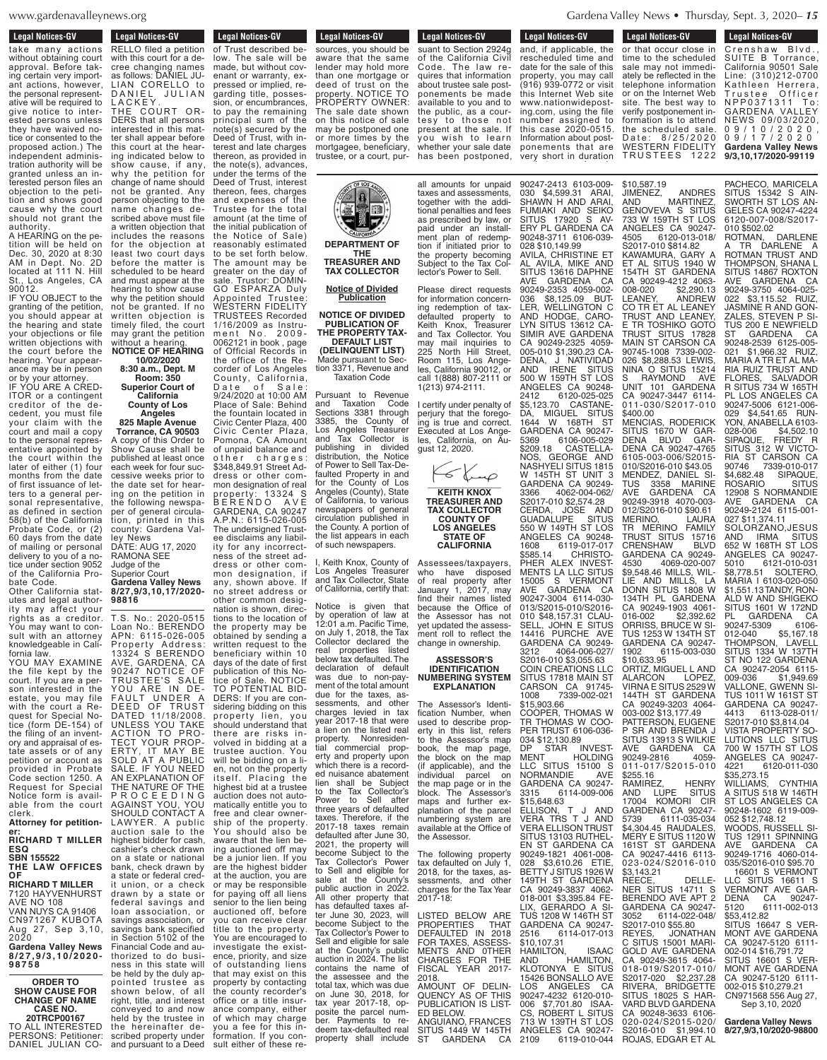take many actions without obtaining court approval. Before taking certain very important actions, however, the personal representative will be required to give notice to interested persons unless they have waived notice or consented to the proposed action.) The independent administration authority will be granted unless an interested person files an objection to the petition and shows good cause why the court should not grant the authority.

A HEARING on the petition will be held on Dec. 30, 2020 at 8:30 AM in Dept. No. 2D located at 111 N. Hill St., Los Angeles, CA 90012.

IF YOU OBJECT to the granting of the petition, you should appear at the hearing and state your objections or file written objections with the court before the hearing. Your appearance may be in person or by your attorney.

IF YOU ARE A CREDITOR or a contingent creditor of the decedent, you must file your claim with the court and mail a copy to the personal representative appointed by the court within the later of either (1) four months from the date of first issuance of letters to a general personal representative, as defined in section 58(b) of the California Probate Code, or (2) 60 days from the date of mailing or personal delivery to you of a notice under section 9052 of the California Probate Code.

Other California statutes and legal authority may affect your rights as a creditor. You may want to consult with an attorney knowledgeable in California law.

YOU MAY EXAMINE the file kept by the court. If you are a person interested in the estate, you may file with the court a Request for Special Notice (form DE-154) of the filing of an inventory and appraisal of estate assets or of any petition or account as provided in Probate Code section 1250. A Request for Special Notice form is available from the court clerk.

**Attorney for petitioner:**
**RICHARD T MILLER ESQ**
**SBN 155522**
**THE LAW OFFICES OF RICHARD T MILLER**
7120 HAYVENHURST AVE NO 108
VAN NUYS CA 91406
CN971267 KUBOTA Aug 27, Sep 3,10, 2020
**Gardena Valley News 8/27,9/3,10/2020-98758**

**ORDER TO SHOW CAUSE FOR CHANGE OF NAME CASE NO. 20TRCP00167**

TO ALL INTERESTED PERSONS: Petitioner: DANIEL JULIAN CORELLO filed a petition with this court for a decree changing names as follows: DANIEL JULIAN CORELLO to DANIEL JULIAN LACKEY.

THE COURT ORDERS that all persons interested in this matter shall appear before this court at the hearing indicated below to show cause, if any, why the petition for change of name should not be granted. Any person objecting to the name changes described above must file a written objection that includes the reasons for the objection at least two court days before the matter is scheduled to be heard and must appear at the hearing to show cause why the petition should not be granted. If no written objection is timely filed, the court may grant the petition without a hearing.

**NOTICE OF HEARING**
**10/02/2020**
**8:30 a.m., Dept. M**
**Room: 350**
**Superior Court of California County of Los Angeles**
**825 Maple Avenue Torrance, CA 90503**

A copy of this Order to Show Cause shall be published at least once each week for four successive weeks prior to the date set for hearing on the petition in the following newspaper of general circulation, printed in this county: Gardena Valley News
DATE: AUG 17, 2020
RAMONA SEE
Judge of the Superior Court
**Gardena Valley News 8/27,9/3,10,17/2020-98816**

T.S. No.: 2020-0515 Loan No.: BERENDO APN: 6115-026-005 Property Address: 13324 S BERENDO AVE, GARDENA, CA 90247 NOTICE OF TRUSTEE'S SALE YOU ARE IN DEFAULT UNDER A DEED OF TRUST DATED 11/18/2008. UNLESS YOU TAKE ACTION TO PROTECT YOUR PROPERTY, IT MAY BE SOLD AT A PUBLIC SALE. IF YOU NEED AN EXPLANATION OF THE NATURE OF THE PROCEEDING AGAINST YOU, YOU SHOULD CONTACT A LAWYER. A public auction sale to the highest bidder for cash, cashier's check drawn on a state or national bank, check drawn by a state or federal credit union, or a check drawn by a state or federal savings and loan association, or savings association, or savings bank specified in Section 5102 of the Financial Code and authorized to do business in this state will be held by the duly appointed trustee as shown below, of all right, title, and interest conveyed to and now held by the trustee in the hereinafter described property under and pursuant to a Deed of Trust described below. The sale will be made, but without covenant or warranty, expressed or implied, regarding title, possession, or encumbrances, to pay the remaining principal sum of the note(s) secured by the Deed of Trust, with interest and late charges thereon, as provided in the note(s), advances, under the terms of the Deed of Trust, interest thereon, fees, charges and expenses of the Trustee for the total amount (at the time of the initial publication of the Notice of Sale) reasonably estimated to be set forth below. The amount may be greater on the day of sale. Trustor: DOMINGO ESPARZA Duly Appointed Trustee: WESTERN FIDELITY TRUSTEES Recorded 1/16/2009 as Instrument No. 2009-0062121 in book , page of Official Records in the office of the Recorder of Los Angeles County, California, Date of Sale: 9/24/2020 at 10:00 AM Place of Sale: Behind the fountain located in Civic Center Plaza, 400 Civic Center Plaza, Pomona, CA Amount of unpaid balance and other charges: $348,849.91 Street Address or other common designation of real property: 13324 S BERENDO AVE GARDENA, CA 90247 A.P.N.: 6115-026-005 The undersigned Trustee disclaims any liability for any incorrectness of the street address or other common designation, if any, shown above. If no street address or other common designation is shown, directions to the location of the property may be obtained by sending a written request to the beneficiary within 10 days of the date of first publication of this Notice of Sale. NOTICE TO POTENTIAL BIDDERS: If you are considering bidding on this property lien, you should understand that there are risks involved in bidding at a trustee auction. You will be bidding on a lien, not on the property itself. Placing the highest bid at a trustee auction does not automatically entitle you to free and clear ownership of the property. You should also be aware that the lien being auctioned off may be a junior lien. If you are the highest bidder at the auction, you are or may be responsible for paying off all liens senior to the lien being auctioned off, before you can receive clear title to the property. You are encouraged to investigate the existence, priority, and size of outstanding liens that may exist on this property by contacting the county recorder's office or a title insurance company, either of which may charge you a fee for this information. If you consult either of these resources, you should be aware that the same lender may hold more than one mortgage or deed of trust on the property. NOTICE TO PROPERTY OWNER: The sale date shown on this notice of sale may be postponed one or more times by the mortgagee, beneficiary, trustee, or a court, pursuant to Section 2924g of the California Civil Code. The law requires that information about trustee sale postponements be made available to you and to the public, as a courtesy to those not present at the sale. If you wish to learn whether your sale date has been postponed, and, if applicable, the rescheduled time and date for the sale of this property, you may call (916) 939-0772 or visit this Internet Web site www.nationwideposting.com, using the file number assigned to this case 2020-0515. Information about postponements that are very short in duration or that occur close in time to the scheduled sale may not immediately be reflected in the telephone information or on the Internet Web site. The best way to verify postponement information is to attend the scheduled sale. Date: 8/25/2020 WESTERN FIDELITY TRUSTEES 1222 Crenshaw Blvd., SUITE B Torrance, California 90501 Sale Line: (310)212-0700 Kathleen Herrera, Trustee Officer NPP0371311 To: GARDENA VALLEY NEWS 09/03/2020, 09/10/2020, 09/17/2020
**Gardena Valley News 9/3,10,17/2020-99119**

**DEPARTMENT OF THE TREASURER AND TAX COLLECTOR**

**Notice of Divided Publication**

**NOTICE OF DIVIDED PUBLICATION OF THE PROPERTY TAX-DEFAULT LIST (DELINQUENT LIST)**
Made pursuant to Section 3371, Revenue and Taxation Code

Pursuant to Revenue and Taxation Code Sections 3381 through 3385, the County of Los Angeles Treasurer and Tax Collector is publishing in divided distribution, the Notice of Power to Sell Tax-Defaulted Property in and for the County of Los Angeles (County), State of California, to various newspapers of general circulation published in the County. A portion of the list appears in each of such newspapers.

I, Keith Knox, County of Los Angeles Treasurer and Tax Collector, State of California, certify that:

Notice is given that by operation of law at 12:01 a.m. Pacific Time, on July 1, 2018, the Tax Collector declared the real properties listed below tax defaulted. The declaration of default was due to non-payment of the total amount due for the taxes, assessments, and other charges levied in tax year 2017-18 that were a lien on the listed real property. Nonresidential commercial property and property upon which there is a recorded nuisance abatement lien shall be Subject to the Tax Collector's Power to Sell after three years of defaulted taxes. Therefore, if the 2017-18 taxes remain defaulted after June 30, 2021, the property will become Subject to the Tax Collector's Power to Sell and eligible for sale at the County's public auction in 2022. All other property that has defaulted taxes after June 30, 2023, will become Subject to the Tax Collector's Power to Sell and eligible for sale at the County's public auction in 2024. The list contains the name of the assessee and the total tax, which was due on June 30, 2018, for tax year 2017-18, opposite the parcel number. Payments to redeem tax-defaulted real property shall include all amounts for unpaid taxes and assessments, together with the additional penalties and fees as prescribed by law, or paid under an installment plan of redemption if initiated prior to the property becoming Subject to the Tax Collector's Power to Sell.

Please direct requests for information concerning redemption of tax-defaulted property to Keith Knox, Treasurer and Tax Collector. You may mail inquiries to 225 North Hill Street, Room 115, Los Angeles, California 90012, or call 1(888) 807-2111 or 1(213) 974-2111.

I certify under penalty of perjury that the foregoing is true and correct. Executed at Los Angeles, California, on August 12, 2020.

**KEITH KNOX**
**TREASURER AND TAX COLLECTOR**
**COUNTY OF LOS ANGELES**
**STATE OF CALIFORNIA**

Assessees/taxpayers, who have disposed of real property after January 1, 2017, may find their names listed because the Office of the Assessor has not yet updated the assessment roll to reflect the change in ownership.

**ASSESSOR'S IDENTIFICATION NUMBERING SYSTEM EXPLANATION**

The Assessor's Identification Number, when used to describe property in this list, refers to the Assessor's map book, the map page, the block on the map (if applicable), and the individual parcel on the map page or in the block. The Assessor's maps and further explanation of the parcel numbering system are available at the Office of the Assessor.

The following property tax defaulted on July 1, 2018, for the taxes, assessments, and other charges for the Tax Year 2017-18:

LISTED BELOW ARE PROPERTIES THAT DEFAULTED IN 2018 FOR TAXES, ASSESSMENTS AND OTHER CHARGES FOR THE FISCAL YEAR 2017-2018.

AMOUNT OF DELINQUENCY AS OF THIS PUBLICATION IS LISTED BELOW.

ANGUIANO, FRANCES SITUS 1449 W 145TH ST GARDENA CA 90247-2413 6103-009-030 $4,599.31
ARAI, SHAWN H AND ARAI, FUMIAKI AND SEIKO SITUS 17920 S AVERY PL GARDENA CA 90248-3711 6106-039-028 $10,149.99
AVILA, CHRISTINE ET AL AVILA, MIKE AND SITUS 13616 DAPHNE AVE GARDENA CA 90249-2353 4059-002-036 $8,125.09
BUTLER, WELLINGTON C AND HODGE, CAROLYN SITUS 13612 CASIMIR AVE GARDENA CA 90249-2325 4059-005-010 $1,390.23
CADENA, J NATIVIDAD AND IRENE SITUS 500 W 159TH ST LOS ANGELES CA 90248-2412 6120-025-025 $5,123.70
CASTANEDA, MIGUEL SITUS 1644 W 168TH ST GARDENA CA 90247-5369 6106-005-029 $209.18
CASTELLANOS, GEORGE AND NASHYELI SITUS 1815 W 145TH ST UNIT 3 GARDENA CA 90249-3366 4062-004-062/S2017-010 $2,574.28
CERDA, JOSE AND GUADALUPE SITUS 550 W 149TH ST LOS ANGELES CA 90248-1608 6119-017-017 $585.14
CHRISTOPHER ALEX INVESTMENTS LA LLC SITUS 15005 S VERMONT AVE GARDENA CA 90247-3004 6114-030-013/S2015-010/S2016-010 $48,157.31
CLAUSELL, JOHN E SITUS 14416 PURCHE AVE GARDENA CA 90249-3212 4064-006-027/S2016-010 $3,055.63
COIN CREATIONS LLC SITUS 17818 MAIN ST CARSON CA 91745-1008 7339-002-021 $15,903.66
COOPER, THOMAS W TR THOMAS W COOPER TRUST 6106-036-034 $12,130.89
DP STAR INVESTMENT HOLDING LLC SITUS 15100 S NORMANDIE AVE GARDENA CA 90247-3315 6114-009-006 $15,648.63
ELLISON, T J AND VERA TRS T J AND VERA ELLISON TRUST SITUS 13103 RUTHELEN ST GARDENA CA 90249-1821 4061-008-028 $3,610.26
ETIE, BETTY J SITUS 1926 W 149TH ST GARDENA CA 90249-3837 4062-018-001 $3,395.84
FELIX, GERARDO A SITUS 1208 W 146TH ST GARDENA CA 90247-2516 6114-017-013 $10,107.31
HAMILTON, ISAAC AND HAMILTON, KLOTONYA E SITUS 15426 BONSALLO AVE LOS ANGELES CA 90247-4232 6120-010-006 $7,701.80
ISAACS, ROBERT L SITUS 713 W 139TH ST LOS ANGELES CA 90247-2109 6119-010-044 $10,587.19
JIMENEZ, ANDRES AND MARTINEZ, GENOVEVA S SITUS 733 W 159TH ST LOS ANGELES CA 90247-4505 6120-013-018/S2017-010 $814.82
KAWAMURA, GARY A ET AL SITUS 1940 W 154TH ST GARDENA CA 90249-4212 4063-008-020 $2,290.13
LEANEY, ANDREW CO TR ET AL LEANEY TRUST AND LEANEY, E TR TOSHIKO GOTO TRUST SITUS 17828 MAIN ST CARSON CA 90745-1008 7339-002-026 $8,288.53
LEWIS, NINA O SITUS 15214 S RAYMOND AVE UNIT 101 GARDENA CA 90247-3447 6114-011-030/S2017-010 $400.00
MENCIAS, RODERICK SITUS 1670 W GARDENA BLVD GARDENA CA 90247-4765 6105-003-006/S2015-010/S2016-010 $43.05
MENDEZ, DANIEL SITUS 3358 MARINE AVE GARDENA CA 90249-3918 4070-003-012/S2016-010 $90.61
MERINO, LAURA TR MERINO FAMILY TRUST SITUS 15716 CRENSHAW BLVD GARDENA CA 90249-4530 4069-020-007 $9,548.46
MILLS, WILLIE AND MILLS, LA DONN SITUS 1808 W 134TH PL GARDENA CA 90249-1903 4061-016-002 $2,392.62
ORRISS, BRUCE W SITUS 1253 W 134TH ST GARDENA CA 90247-1902 6115-003-030 $10,633.95
ORTIZ, MIGUEL L AND ALARCON LOPEZ, VIRNA E SITUS 2529 W 144TH ST GARDENA CA 90249-3203 4064-003-002 $13,177.49
PATTERSON, EUGENE P SR AND BRENDA J SITUS 13913 S WILKIE AVE GARDENA CA 90249-2816 4059-011-017/S2015-010 $255.16
RAMIREZ, HENRY AND LUPE SITUS 17004 KOMORI CIR GARDENA CA 90247-5739 6111-035-034 $4,304.45
RAUDALES, MERY E SITUS 1120 W 161ST ST GARDENA CA 90247-4416 6113-023-024/S2016-010 $3,143.21
REECE, DELLENER SITUS 14711 S BERENDO AVE APT 2 GARDENA CA 90247-3052 6114-022-048/S2017-010 $55.80
REYES, JONATHAN C SITUS 15001 MARIGOLD AVE GARDENA CA 90249-3615 4064-018-019/S2017-010/S2017-020 $2,237.28
RIVERA, BRIDGETTE SITUS 18025 S HARVARD BLVD GARDENA CA 90248-3633 6106-020-024/S2015-020/S2016-010 $1,994.10
ROJAS, EDGAR ET AL PACHECO, MARICELA SITUS 15342 S AINSWORTH ST LOS ANGELES CA 90247-4224 6120-007-008/S2017-010 $502.02
ROTMAN, DARLENE A TR DARLENE A ROTMAN TRUST AND THOMPSON, SHANA L SITUS 14867 ROXTON AVE GARDENA CA 90249-3750 4064-025-022 $3,115.52
RUIZ, JASMINE R AND GONZALES, STEVEN P SITUS 200 E NEWFIELD ST GARDENA CA 90248-2539 6125-005-021 $1,966.32
RUIZ, MARIA A TR ET AL MARIA RUIZ TRUST AND FLORES, SALVADOR R SITUS 734 W 165TH PL LOS ANGELES CA 90247-5006 6121-006-029 $4,541.65
RUNYON, ANABELLA 6103-028-006 $4,502.10
SIPAQUE, FREDY R SITUS 312 W VICTORIA ST CARSON CA 90746 7339-010-017 $4,682.48
SIPAQUE, ROSARIO SITUS 12908 S NORMANDIE AVE GARDENA CA 90249-2124 6115-001-027 $11,374.11
SOLORZANO, JESUS AND IRMA SITUS 652 W 168TH ST LOS ANGELES CA 90247-5010 6121-010-031 $8,778.51
SOLTERO, MARIA I 6103-020-050 $1,551.13
TANDY, RONALD W AND SHIGEKO SITUS 1601 W 172ND PL GARDENA CA 90247-5309 6106-012-040 $5,167.18
THOMPSON, LAVELL SITUS 1334 W 137TH ST NO 122 GARDENA CA 90247-2054 6115-009-036 $1,949.69
VALLONE, GWENN SITUS 1011 W 161ST ST GARDENA CA 90247-4413 6113-028-011/S2017-010 $3,814.04
VISTA PROPERTY SOLUTIONS LLC SITUS 700 W 157TH ST LOS ANGELES CA 90247-4221 6120-011-030 $35,273.15
WILLIAMS, CYNTHIA A SITUS 518 W 146TH ST LOS ANGELES CA 90248-1602 6119-009-052 $12,748.12
WOODS, RUSSELL SITUS 12911 SPINNING AVE GARDENA CA 90249-1716 4060-014-035/S2016-010 $95.70
16601 S VERMONT LLC SITUS 16611 S VERMONT AVE GARDENA CA 90247-5120 6111-002-013 $53,412.82
SITUS 16647 S VERMONT AVE GARDENA CA 90247-5120 6111-002-014 $16,791.72
SITUS 16601 S VERMONT AVE GARDENA CA 90247-5120 6111-002-015 $10,279.21
CN971568 556 Aug 27, Sep 3,10, 2020

**Gardena Valley News 8/27,9/3,10/2020-98800**